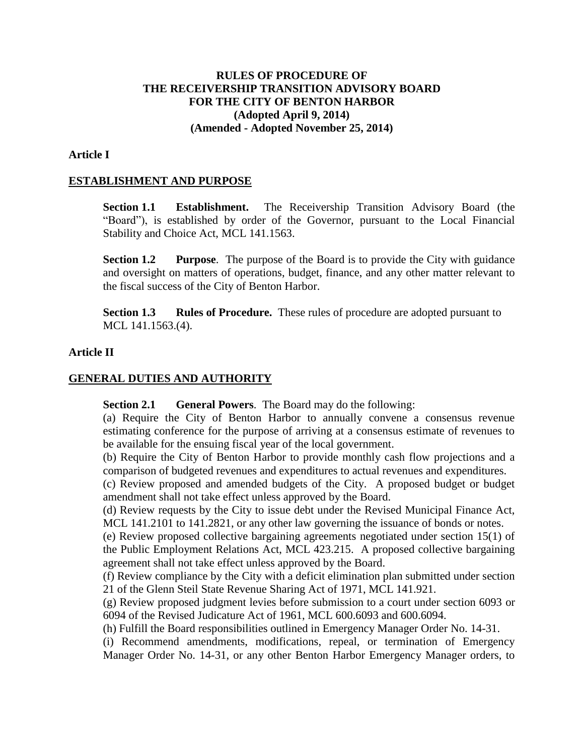# RULES OF PROCEDURE OF THE RECEIVERSHIP TRANSITION ADVISORY BOARD FOR THE CITY OF BENTON HARBOR

**(Adopted April 9, 2014)**
**(Amended - Adopted November 25, 2014)**

## Article I

### ESTABLISHMENT AND PURPOSE

**Section 1.1 Establishment.** The Receivership Transition Advisory Board (the "Board"), is established by order of the Governor, pursuant to the Local Financial Stability and Choice Act, MCL 141.1563.

**Section 1.2 Purpose**. The purpose of the Board is to provide the City with guidance and oversight on matters of operations, budget, finance, and any other matter relevant to the fiscal success of the City of Benton Harbor.

**Section 1.3 Rules of Procedure.** These rules of procedure are adopted pursuant to MCL 141.1563.(4).

## Article II

### GENERAL DUTIES AND AUTHORITY

**Section 2.1 General Powers**. The Board may do the following:

(a) Require the City of Benton Harbor to annually convene a consensus revenue estimating conference for the purpose of arriving at a consensus estimate of revenues to be available for the ensuing fiscal year of the local government.

(b) Require the City of Benton Harbor to provide monthly cash flow projections and a comparison of budgeted revenues and expenditures to actual revenues and expenditures.

(c) Review proposed and amended budgets of the City. A proposed budget or budget amendment shall not take effect unless approved by the Board.

(d) Review requests by the City to issue debt under the Revised Municipal Finance Act, MCL 141.2101 to 141.2821, or any other law governing the issuance of bonds or notes.

(e) Review proposed collective bargaining agreements negotiated under section 15(1) of the Public Employment Relations Act, MCL 423.215. A proposed collective bargaining agreement shall not take effect unless approved by the Board.

(f) Review compliance by the City with a deficit elimination plan submitted under section 21 of the Glenn Steil State Revenue Sharing Act of 1971, MCL 141.921.

(g) Review proposed judgment levies before submission to a court under section 6093 or 6094 of the Revised Judicature Act of 1961, MCL 600.6093 and 600.6094.

(h) Fulfill the Board responsibilities outlined in Emergency Manager Order No. 14-31.

(i) Recommend amendments, modifications, repeal, or termination of Emergency Manager Order No. 14-31, or any other Benton Harbor Emergency Manager orders, to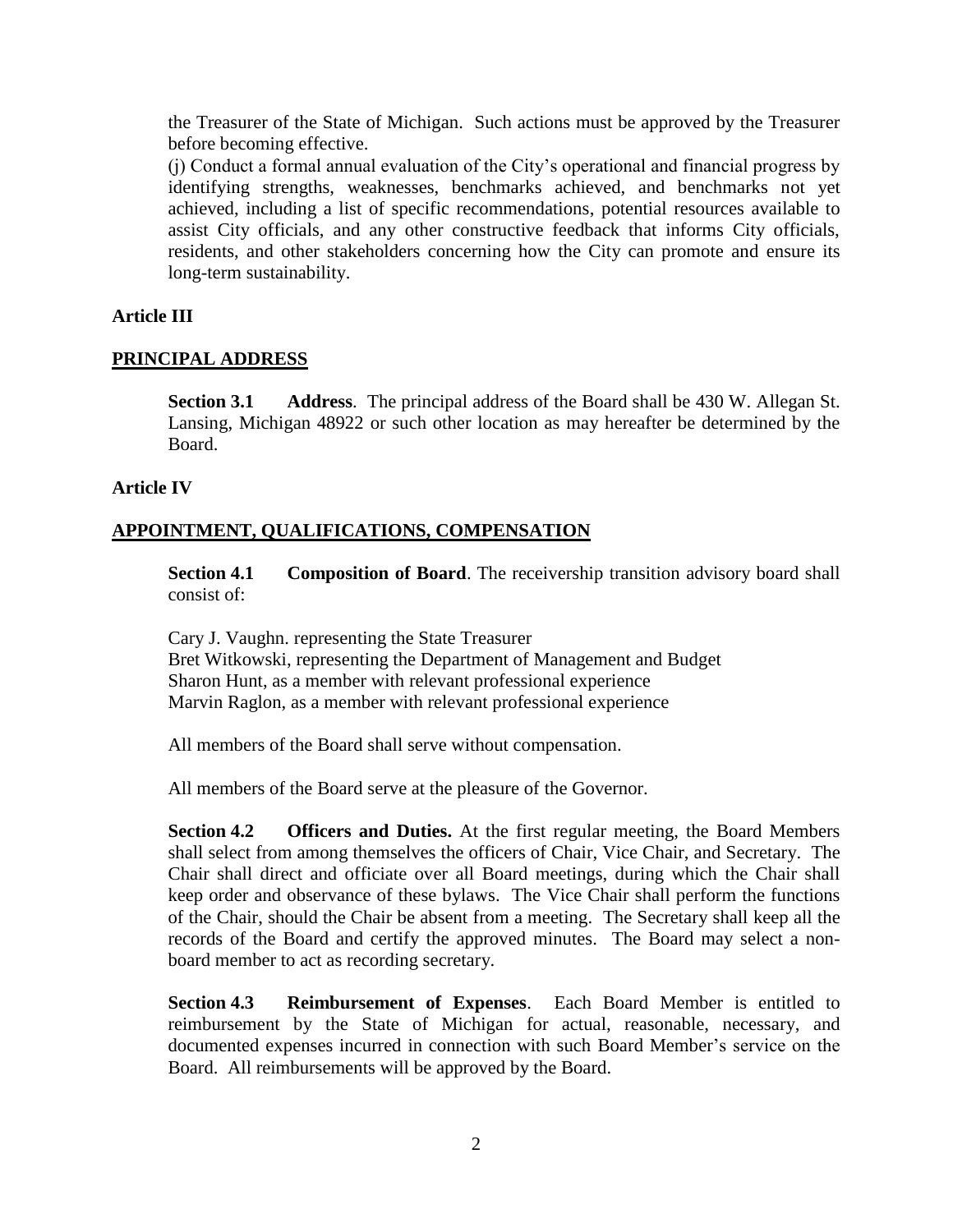the Treasurer of the State of Michigan. Such actions must be approved by the Treasurer before becoming effective.

(j) Conduct a formal annual evaluation of the City's operational and financial progress by identifying strengths, weaknesses, benchmarks achieved, and benchmarks not yet achieved, including a list of specific recommendations, potential resources available to assist City officials, and any other constructive feedback that informs City officials, residents, and other stakeholders concerning how the City can promote and ensure its long-term sustainability.

**Article III**

## PRINCIPAL ADDRESS

**Section 3.1 Address**. The principal address of the Board shall be 430 W. Allegan St. Lansing, Michigan 48922 or such other location as may hereafter be determined by the Board.

**Article IV**

## APPOINTMENT, QUALIFICATIONS, COMPENSATION

**Section 4.1 Composition of Board**. The receivership transition advisory board shall consist of:

Cary J. Vaughn. representing the State Treasurer
Bret Witkowski, representing the Department of Management and Budget
Sharon Hunt, as a member with relevant professional experience
Marvin Raglon, as a member with relevant professional experience

All members of the Board shall serve without compensation.

All members of the Board serve at the pleasure of the Governor.

**Section 4.2 Officers and Duties.** At the first regular meeting, the Board Members shall select from among themselves the officers of Chair, Vice Chair, and Secretary. The Chair shall direct and officiate over all Board meetings, during which the Chair shall keep order and observance of these bylaws. The Vice Chair shall perform the functions of the Chair, should the Chair be absent from a meeting. The Secretary shall keep all the records of the Board and certify the approved minutes. The Board may select a non-board member to act as recording secretary.

**Section 4.3 Reimbursement of Expenses**. Each Board Member is entitled to reimbursement by the State of Michigan for actual, reasonable, necessary, and documented expenses incurred in connection with such Board Member's service on the Board. All reimbursements will be approved by the Board.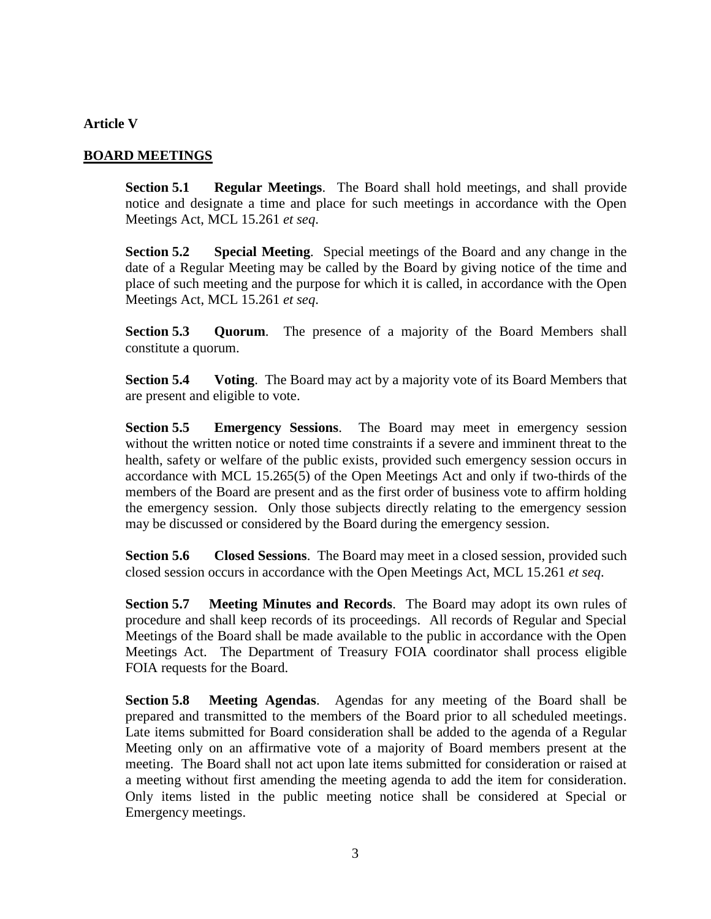**Article V**

## BOARD MEETINGS

**Section 5.1 Regular Meetings**. The Board shall hold meetings, and shall provide notice and designate a time and place for such meetings in accordance with the Open Meetings Act, MCL 15.261 *et seq*.

**Section 5.2 Special Meeting**. Special meetings of the Board and any change in the date of a Regular Meeting may be called by the Board by giving notice of the time and place of such meeting and the purpose for which it is called, in accordance with the Open Meetings Act, MCL 15.261 *et seq*.

**Section 5.3 Quorum**. The presence of a majority of the Board Members shall constitute a quorum.

**Section 5.4 Voting**. The Board may act by a majority vote of its Board Members that are present and eligible to vote.

**Section 5.5 Emergency Sessions**. The Board may meet in emergency session without the written notice or noted time constraints if a severe and imminent threat to the health, safety or welfare of the public exists, provided such emergency session occurs in accordance with MCL 15.265(5) of the Open Meetings Act and only if two-thirds of the members of the Board are present and as the first order of business vote to affirm holding the emergency session. Only those subjects directly relating to the emergency session may be discussed or considered by the Board during the emergency session.

**Section 5.6 Closed Sessions**. The Board may meet in a closed session, provided such closed session occurs in accordance with the Open Meetings Act, MCL 15.261 *et seq*.

**Section 5.7 Meeting Minutes and Records**. The Board may adopt its own rules of procedure and shall keep records of its proceedings. All records of Regular and Special Meetings of the Board shall be made available to the public in accordance with the Open Meetings Act. The Department of Treasury FOIA coordinator shall process eligible FOIA requests for the Board.

**Section 5.8 Meeting Agendas**. Agendas for any meeting of the Board shall be prepared and transmitted to the members of the Board prior to all scheduled meetings. Late items submitted for Board consideration shall be added to the agenda of a Regular Meeting only on an affirmative vote of a majority of Board members present at the meeting. The Board shall not act upon late items submitted for consideration or raised at a meeting without first amending the meeting agenda to add the item for consideration. Only items listed in the public meeting notice shall be considered at Special or Emergency meetings.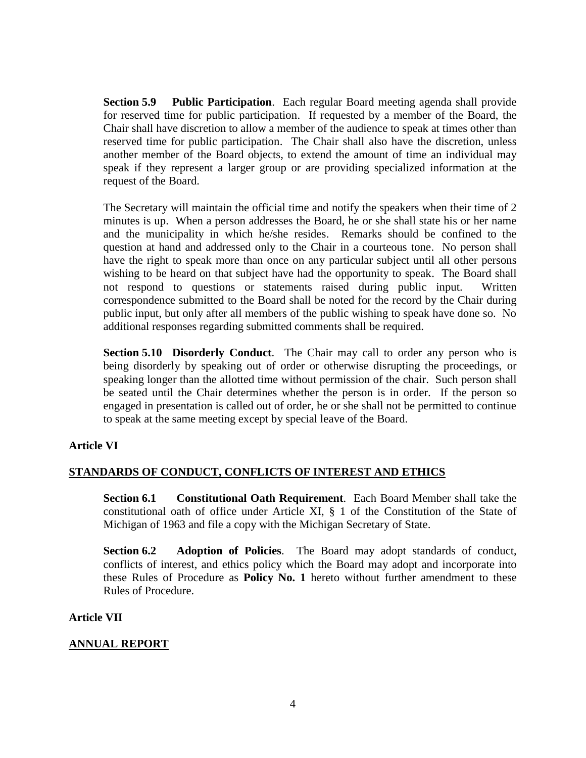**Section 5.9 Public Participation**. Each regular Board meeting agenda shall provide for reserved time for public participation. If requested by a member of the Board, the Chair shall have discretion to allow a member of the audience to speak at times other than reserved time for public participation. The Chair shall also have the discretion, unless another member of the Board objects, to extend the amount of time an individual may speak if they represent a larger group or are providing specialized information at the request of the Board.

The Secretary will maintain the official time and notify the speakers when their time of 2 minutes is up. When a person addresses the Board, he or she shall state his or her name and the municipality in which he/she resides. Remarks should be confined to the question at hand and addressed only to the Chair in a courteous tone. No person shall have the right to speak more than once on any particular subject until all other persons wishing to be heard on that subject have had the opportunity to speak. The Board shall not respond to questions or statements raised during public input. Written correspondence submitted to the Board shall be noted for the record by the Chair during public input, but only after all members of the public wishing to speak have done so. No additional responses regarding submitted comments shall be required.

**Section 5.10 Disorderly Conduct**. The Chair may call to order any person who is being disorderly by speaking out of order or otherwise disrupting the proceedings, or speaking longer than the allotted time without permission of the chair. Such person shall be seated until the Chair determines whether the person is in order. If the person so engaged in presentation is called out of order, he or she shall not be permitted to continue to speak at the same meeting except by special leave of the Board.

## Article VI

## STANDARDS OF CONDUCT, CONFLICTS OF INTEREST AND ETHICS

**Section 6.1 Constitutional Oath Requirement**. Each Board Member shall take the constitutional oath of office under Article XI, § 1 of the Constitution of the State of Michigan of 1963 and file a copy with the Michigan Secretary of State.

**Section 6.2 Adoption of Policies**. The Board may adopt standards of conduct, conflicts of interest, and ethics policy which the Board may adopt and incorporate into these Rules of Procedure as **Policy No. 1** hereto without further amendment to these Rules of Procedure.

## Article VII

## ANNUAL REPORT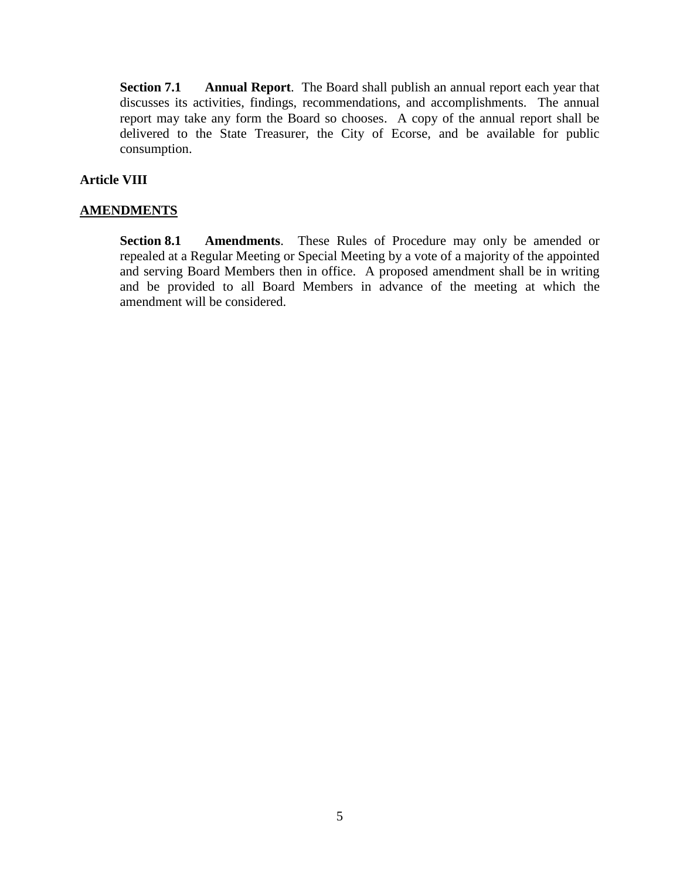**Section 7.1 Annual Report**. The Board shall publish an annual report each year that discusses its activities, findings, recommendations, and accomplishments. The annual report may take any form the Board so chooses. A copy of the annual report shall be delivered to the State Treasurer, the City of Ecorse, and be available for public consumption.

**Article VIII**

**AMENDMENTS**

**Section 8.1 Amendments**. These Rules of Procedure may only be amended or repealed at a Regular Meeting or Special Meeting by a vote of a majority of the appointed and serving Board Members then in office. A proposed amendment shall be in writing and be provided to all Board Members in advance of the meeting at which the amendment will be considered.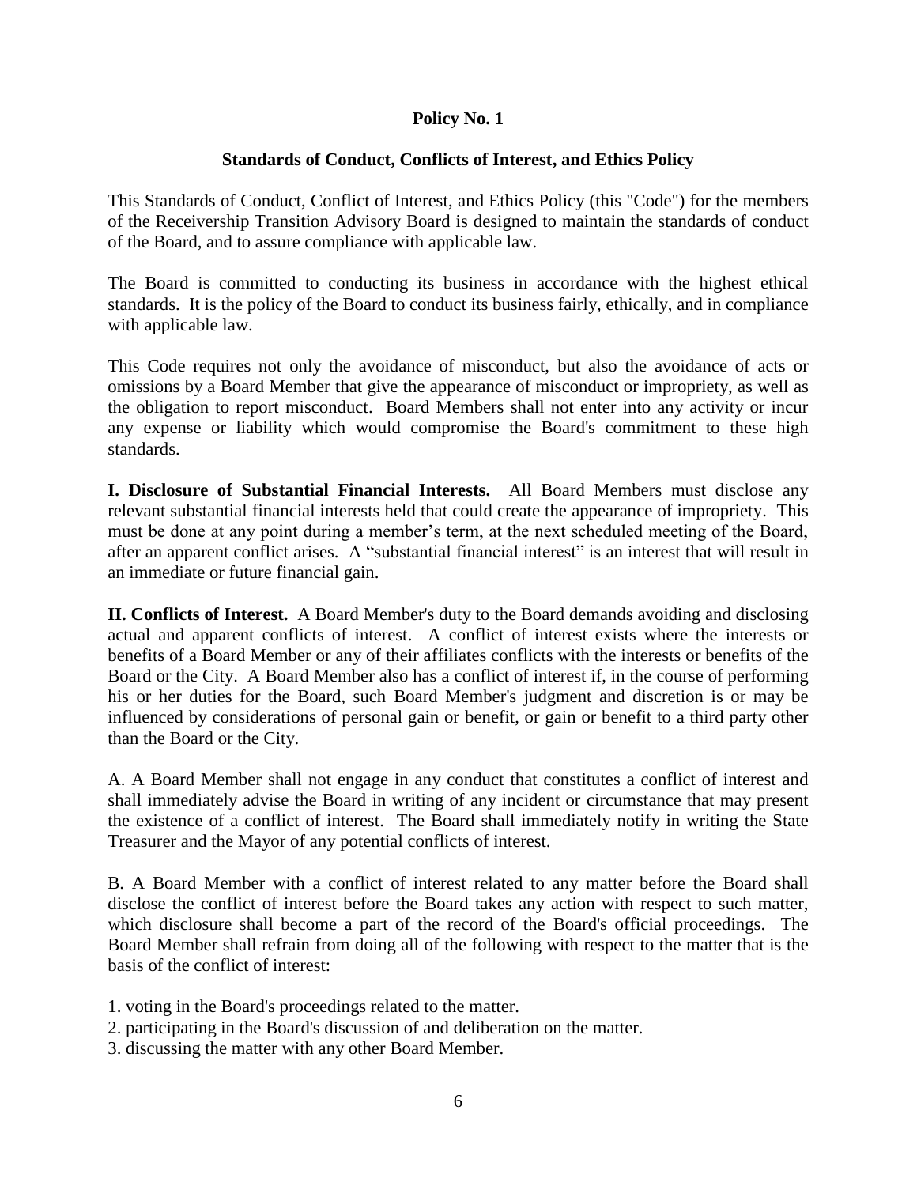**Policy No. 1**

**Standards of Conduct, Conflicts of Interest, and Ethics Policy**

This Standards of Conduct, Conflict of Interest, and Ethics Policy (this "Code") for the members of the Receivership Transition Advisory Board is designed to maintain the standards of conduct of the Board, and to assure compliance with applicable law.

The Board is committed to conducting its business in accordance with the highest ethical standards. It is the policy of the Board to conduct its business fairly, ethically, and in compliance with applicable law.

This Code requires not only the avoidance of misconduct, but also the avoidance of acts or omissions by a Board Member that give the appearance of misconduct or impropriety, as well as the obligation to report misconduct. Board Members shall not enter into any activity or incur any expense or liability which would compromise the Board's commitment to these high standards.

**I. Disclosure of Substantial Financial Interests.** All Board Members must disclose any relevant substantial financial interests held that could create the appearance of impropriety. This must be done at any point during a member's term, at the next scheduled meeting of the Board, after an apparent conflict arises. A "substantial financial interest" is an interest that will result in an immediate or future financial gain.

**II. Conflicts of Interest.** A Board Member's duty to the Board demands avoiding and disclosing actual and apparent conflicts of interest. A conflict of interest exists where the interests or benefits of a Board Member or any of their affiliates conflicts with the interests or benefits of the Board or the City. A Board Member also has a conflict of interest if, in the course of performing his or her duties for the Board, such Board Member's judgment and discretion is or may be influenced by considerations of personal gain or benefit, or gain or benefit to a third party other than the Board or the City.

A. A Board Member shall not engage in any conduct that constitutes a conflict of interest and shall immediately advise the Board in writing of any incident or circumstance that may present the existence of a conflict of interest. The Board shall immediately notify in writing the State Treasurer and the Mayor of any potential conflicts of interest.

B. A Board Member with a conflict of interest related to any matter before the Board shall disclose the conflict of interest before the Board takes any action with respect to such matter, which disclosure shall become a part of the record of the Board's official proceedings. The Board Member shall refrain from doing all of the following with respect to the matter that is the basis of the conflict of interest:

1. voting in the Board's proceedings related to the matter.
2. participating in the Board's discussion of and deliberation on the matter.
3. discussing the matter with any other Board Member.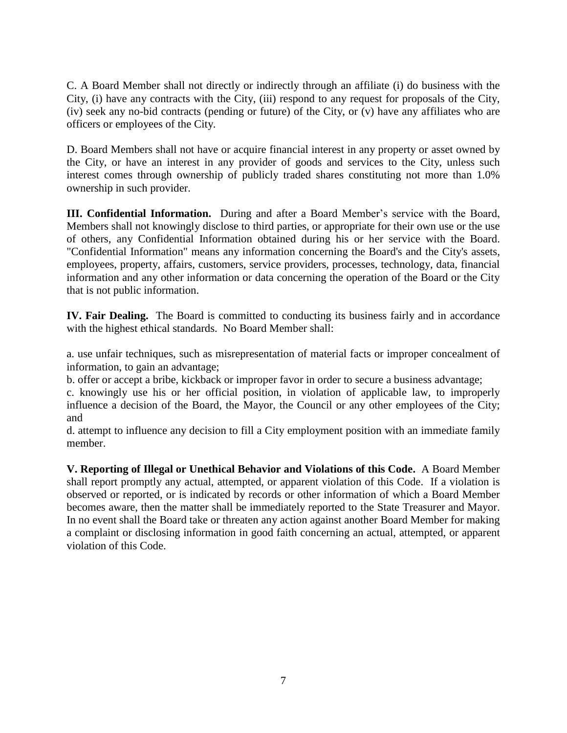C. A Board Member shall not directly or indirectly through an affiliate (i) do business with the City, (i) have any contracts with the City, (iii) respond to any request for proposals of the City, (iv) seek any no-bid contracts (pending or future) of the City, or (v) have any affiliates who are officers or employees of the City.

D. Board Members shall not have or acquire financial interest in any property or asset owned by the City, or have an interest in any provider of goods and services to the City, unless such interest comes through ownership of publicly traded shares constituting not more than 1.0% ownership in such provider.

**III. Confidential Information.** During and after a Board Member's service with the Board, Members shall not knowingly disclose to third parties, or appropriate for their own use or the use of others, any Confidential Information obtained during his or her service with the Board. "Confidential Information" means any information concerning the Board's and the City's assets, employees, property, affairs, customers, service providers, processes, technology, data, financial information and any other information or data concerning the operation of the Board or the City that is not public information.

**IV. Fair Dealing.** The Board is committed to conducting its business fairly and in accordance with the highest ethical standards. No Board Member shall:

a. use unfair techniques, such as misrepresentation of material facts or improper concealment of information, to gain an advantage;
b. offer or accept a bribe, kickback or improper favor in order to secure a business advantage;
c. knowingly use his or her official position, in violation of applicable law, to improperly influence a decision of the Board, the Mayor, the Council or any other employees of the City; and
d. attempt to influence any decision to fill a City employment position with an immediate family member.

**V. Reporting of Illegal or Unethical Behavior and Violations of this Code.** A Board Member shall report promptly any actual, attempted, or apparent violation of this Code. If a violation is observed or reported, or is indicated by records or other information of which a Board Member becomes aware, then the matter shall be immediately reported to the State Treasurer and Mayor. In no event shall the Board take or threaten any action against another Board Member for making a complaint or disclosing information in good faith concerning an actual, attempted, or apparent violation of this Code.